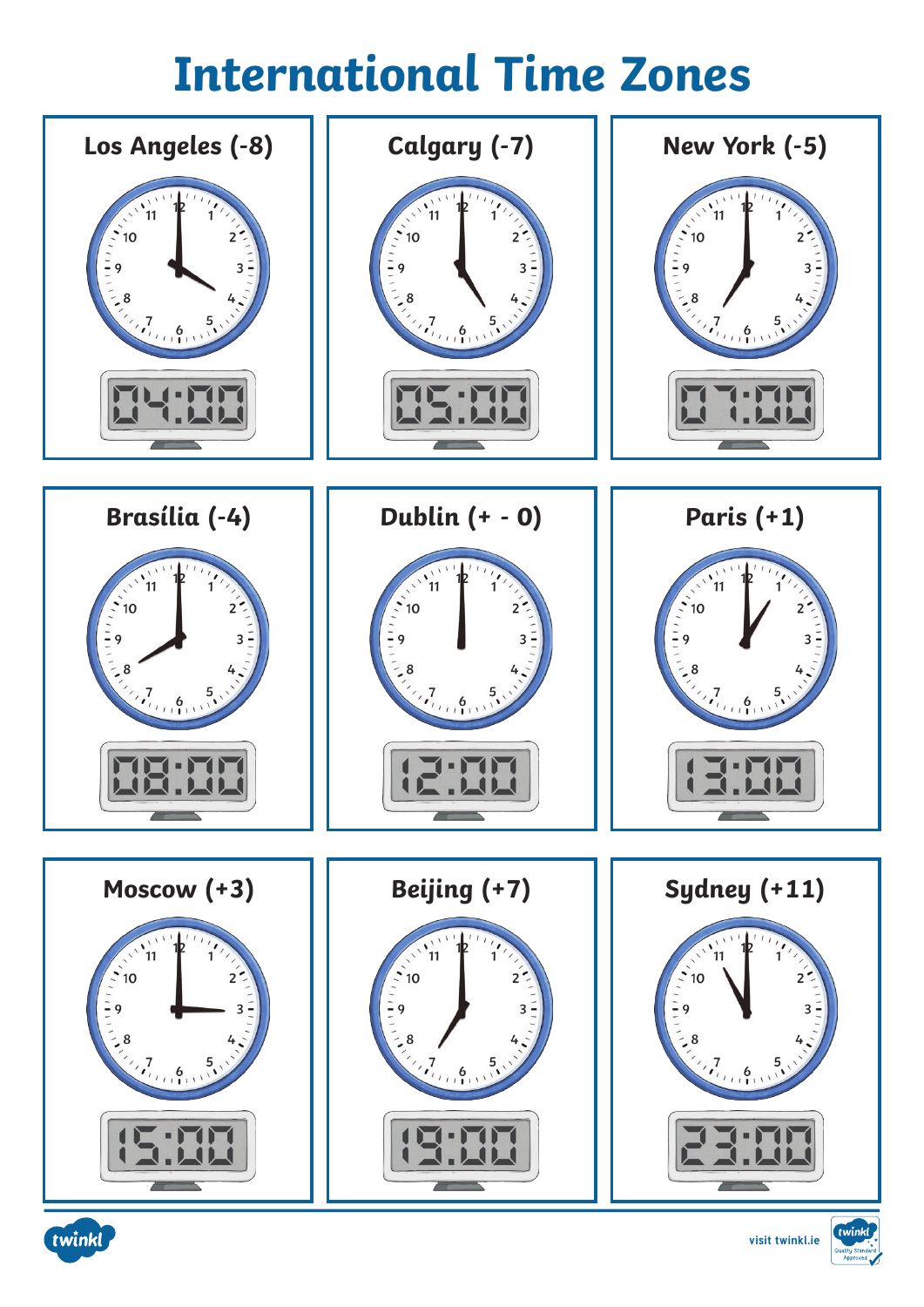# International Time Zones

## Los Angeles (-8)

04:00

## Calgary (-7)

05:00

## New York (-5)

07:00

## Brasília (-4)

08:00

## Dublin (+ - 0)

12:00

## Paris (+1)

13:00

## Moscow (+3)

15:00

## Beijing (+7)

19:00

## Sydney (+11)

23:00

visit twinkl.ie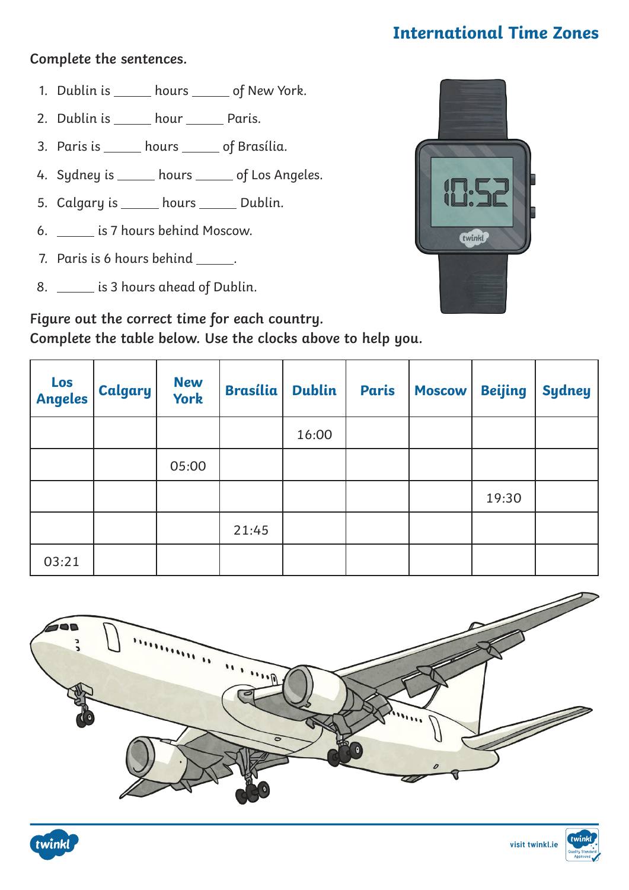# International Time Zones

**Complete the sentences.**

1. Dublin is ______ hours ______ of New York.
2. Dublin is ______ hour ______ Paris.
3. Paris is ______ hours ______ of Brasília.
4. Sydney is ______ hours ______ of Los Angeles.
5. Calgary is ______ hours ______ Dublin.
6. ______ is 7 hours behind Moscow.
7. Paris is 6 hours behind ______.
8. ______ is 3 hours ahead of Dublin.

**Figure out the correct time for each country.**
**Complete the table below. Use the clocks above to help you.**

| Los Angeles | Calgary | New York | Brasília | Dublin | Paris | Moscow | Beijing | Sydney |
|---|---|---|---|---|---|---|---|---|
| | | | | 16:00 | | | | |
| | | 05:00 | | | | | | |
| | | | | | | | 19:30 | |
| | | | 21:45 | | | | | |
| 03:21 | | | | | | | | |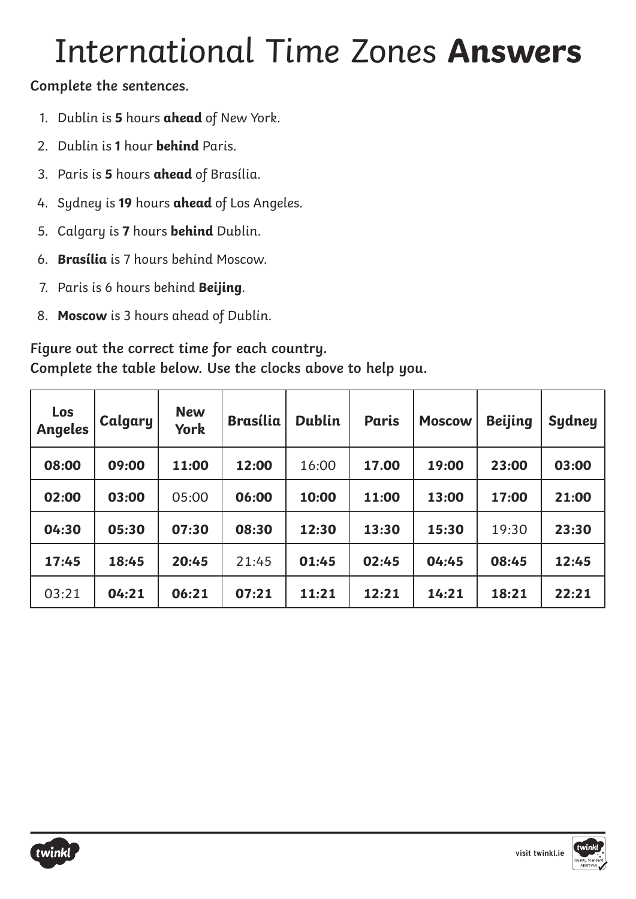# International Time Zones **Answers**

**Complete the sentences.**

1. Dublin is **5** hours **ahead** of New York.
2. Dublin is **1** hour **behind** Paris.
3. Paris is **5** hours **ahead** of Brasília.
4. Sydney is **19** hours **ahead** of Los Angeles.
5. Calgary is **7** hours **behind** Dublin.
6. **Brasília** is 7 hours behind Moscow.
7. Paris is 6 hours behind **Beijing**.
8. **Moscow** is 3 hours ahead of Dublin.

**Figure out the correct time for each country.**
**Complete the table below. Use the clocks above to help you.**

| Los Angeles | Calgary | New York | Brasília | Dublin | Paris | Moscow | Beijing | Sydney |
|---|---|---|---|---|---|---|---|---|
| **08:00** | **09:00** | **11:00** | **12:00** | 16:00 | **17.00** | **19:00** | **23:00** | **03:00** |
| **02:00** | **03:00** | 05:00 | **06:00** | **10:00** | **11:00** | **13:00** | **17:00** | **21:00** |
| **04:30** | **05:30** | **07:30** | **08:30** | **12:30** | **13:30** | **15:30** | 19:30 | **23:30** |
| **17:45** | **18:45** | **20:45** | 21:45 | **01:45** | **02:45** | **04:45** | **08:45** | **12:45** |
| 03:21 | **04:21** | **06:21** | **07:21** | **11:21** | **12:21** | **14:21** | **18:21** | **22:21** |